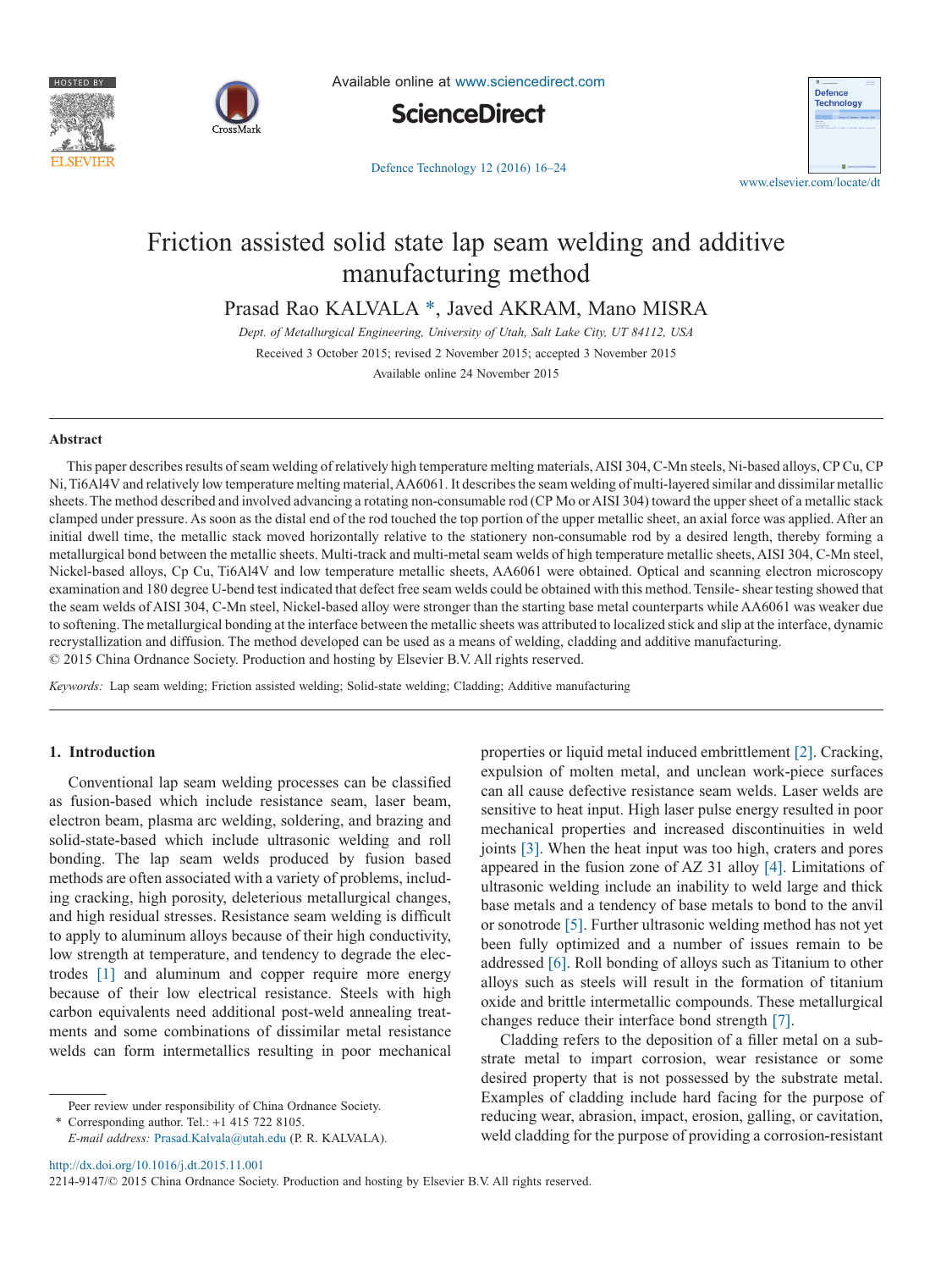# Friction assisted solid state lap seam welding and additive manufacturing method

Prasad Rao KALVALA *, Javed AKRAM, Mano MISRA

*Dept. of Metallurgical Engineering, University of Utah, Salt Lake City, UT 84112, USA*

Received 3 October 2015; revised 2 November 2015; accepted 3 November 2015

Available online 24 November 2015

## Abstract

This paper describes results of seam welding of relatively high temperature melting materials, AISI 304, C-Mn steels, Ni-based alloys, CP Cu, CP Ni, Ti6Al4V and relatively low temperature melting material, AA6061. It describes the seam welding of multi-layered similar and dissimilar metallic sheets. The method described and involved advancing a rotating non-consumable rod (CP Mo or AISI 304) toward the upper sheet of a metallic stack clamped under pressure. As soon as the distal end of the rod touched the top portion of the upper metallic sheet, an axial force was applied. After an initial dwell time, the metallic stack moved horizontally relative to the stationery non-consumable rod by a desired length, thereby forming a metallurgical bond between the metallic sheets. Multi-track and multi-metal seam welds of high temperature metallic sheets, AISI 304, C-Mn steel, Nickel-based alloys, Cp Cu, Ti6Al4V and low temperature metallic sheets, AA6061 were obtained. Optical and scanning electron microscopy examination and 180 degree U-bend test indicated that defect free seam welds could be obtained with this method. Tensile- shear testing showed that the seam welds of AISI 304, C-Mn steel, Nickel-based alloy were stronger than the starting base metal counterparts while AA6061 was weaker due to softening. The metallurgical bonding at the interface between the metallic sheets was attributed to localized stick and slip at the interface, dynamic recrystallization and diffusion. The method developed can be used as a means of welding, cladding and additive manufacturing.

© 2015 China Ordnance Society. Production and hosting by Elsevier B.V. All rights reserved.

*Keywords:* Lap seam welding; Friction assisted welding; Solid-state welding; Cladding; Additive manufacturing

## 1. Introduction

Conventional lap seam welding processes can be classified as fusion-based which include resistance seam, laser beam, electron beam, plasma arc welding, soldering, and brazing and solid-state-based which include ultrasonic welding and roll bonding. The lap seam welds produced by fusion based methods are often associated with a variety of problems, including cracking, high porosity, deleterious metallurgical changes, and high residual stresses. Resistance seam welding is difficult to apply to aluminum alloys because of their high conductivity, low strength at temperature, and tendency to degrade the electrodes [1] and aluminum and copper require more energy because of their low electrical resistance. Steels with high carbon equivalents need additional post-weld annealing treatments and some combinations of dissimilar metal resistance welds can form intermetallics resulting in poor mechanical properties or liquid metal induced embrittlement [2]. Cracking, expulsion of molten metal, and unclean work-piece surfaces can all cause defective resistance seam welds. Laser welds are sensitive to heat input. High laser pulse energy resulted in poor mechanical properties and increased discontinuities in weld joints [3]. When the heat input was too high, craters and pores appeared in the fusion zone of AZ 31 alloy [4]. Limitations of ultrasonic welding include an inability to weld large and thick base metals and a tendency of base metals to bond to the anvil or sonotrode [5]. Further ultrasonic welding method has not yet been fully optimized and a number of issues remain to be addressed [6]. Roll bonding of alloys such as Titanium to other alloys such as steels will result in the formation of titanium oxide and brittle intermetallic compounds. These metallurgical changes reduce their interface bond strength [7].

Cladding refers to the deposition of a filler metal on a substrate metal to impart corrosion, wear resistance or some desired property that is not possessed by the substrate metal. Examples of cladding include hard facing for the purpose of reducing wear, abrasion, impact, erosion, galling, or cavitation, weld cladding for the purpose of providing a corrosion-resistant

Peer review under responsibility of China Ordnance Society.

* Corresponding author. Tel.: +1 415 722 8105.

*E-mail address:* Prasad.Kalvala@utah.edu (P. R. KALVALA).

http://dx.doi.org/10.1016/j.dt.2015.11.001

2214-9147/© 2015 China Ordnance Society. Production and hosting by Elsevier B.V. All rights reserved.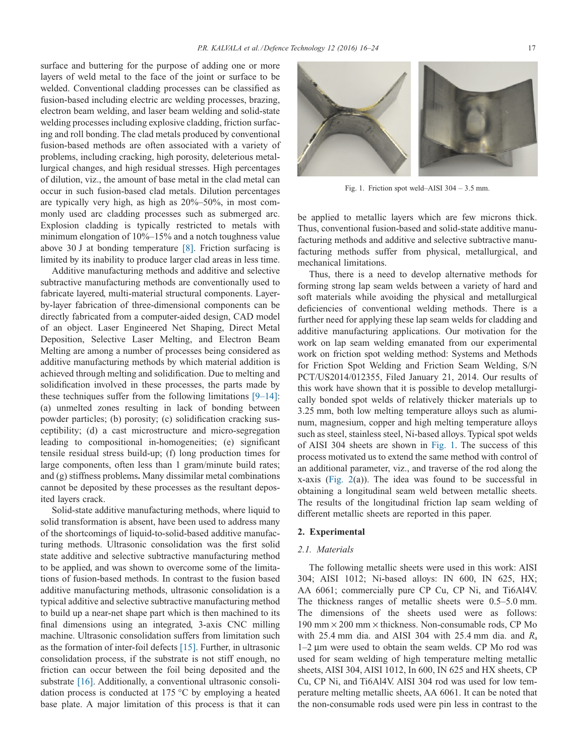surface and buttering for the purpose of adding one or more layers of weld metal to the face of the joint or surface to be welded. Conventional cladding processes can be classified as fusion-based including electric arc welding processes, brazing, electron beam welding, and laser beam welding and solid-state welding processes including explosive cladding, friction surfacing and roll bonding. The clad metals produced by conventional fusion-based methods are often associated with a variety of problems, including cracking, high porosity, deleterious metallurgical changes, and high residual stresses. High percentages of dilution, viz., the amount of base metal in the clad metal can occur in such fusion-based clad metals. Dilution percentages are typically very high, as high as 20%–50%, in most commonly used arc cladding processes such as submerged arc. Explosion cladding is typically restricted to metals with minimum elongation of 10%–15% and a notch toughness value above 30 J at bonding temperature [8]. Friction surfacing is limited by its inability to produce larger clad areas in less time.

Additive manufacturing methods and additive and selective subtractive manufacturing methods are conventionally used to fabricate layered, multi-material structural components. Layer-by-layer fabrication of three-dimensional components can be directly fabricated from a computer-aided design, CAD model of an object. Laser Engineered Net Shaping, Direct Metal Deposition, Selective Laser Melting, and Electron Beam Melting are among a number of processes being considered as additive manufacturing methods by which material addition is achieved through melting and solidification. Due to melting and solidification involved in these processes, the parts made by these techniques suffer from the following limitations [9–14]: (a) unmelted zones resulting in lack of bonding between powder particles; (b) porosity; (c) solidification cracking susceptibility; (d) a cast microstructure and micro-segregation leading to compositional in-homogeneities; (e) significant tensile residual stress build-up; (f) long production times for large components, often less than 1 gram/minute build rates; and (g) stiffness problems. Many dissimilar metal combinations cannot be deposited by these processes as the resultant deposited layers crack.

Solid-state additive manufacturing methods, where liquid to solid transformation is absent, have been used to address many of the shortcomings of liquid-to-solid-based additive manufacturing methods. Ultrasonic consolidation was the first solid state additive and selective subtractive manufacturing method to be applied, and was shown to overcome some of the limitations of fusion-based methods. In contrast to the fusion based additive manufacturing methods, ultrasonic consolidation is a typical additive and selective subtractive manufacturing method to build up a near-net shape part which is then machined to its final dimensions using an integrated, 3-axis CNC milling machine. Ultrasonic consolidation suffers from limitation such as the formation of inter-foil defects [15]. Further, in ultrasonic consolidation process, if the substrate is not stiff enough, no friction can occur between the foil being deposited and the substrate [16]. Additionally, a conventional ultrasonic consolidation process is conducted at 175 °C by employing a heated base plate. A major limitation of this process is that it can be applied to metallic layers which are few microns thick. Thus, conventional fusion-based and solid-state additive manufacturing methods and additive and selective subtractive manufacturing methods suffer from physical, metallurgical, and mechanical limitations.

Fig. 1. Friction spot weld–AISI 304 – 3.5 mm.

Thus, there is a need to develop alternative methods for forming strong lap seam welds between a variety of hard and soft materials while avoiding the physical and metallurgical deficiencies of conventional welding methods. There is a further need for applying these lap seam welds for cladding and additive manufacturing applications. Our motivation for the work on lap seam welding emanated from our experimental work on friction spot welding method: Systems and Methods for Friction Spot Welding and Friction Seam Welding, S/N PCT/US2014/012355, Filed January 21, 2014. Our results of this work have shown that it is possible to develop metallurgically bonded spot welds of relatively thicker materials up to 3.25 mm, both low melting temperature alloys such as aluminum, magnesium, copper and high melting temperature alloys such as steel, stainless steel, Ni-based alloys. Typical spot welds of AISI 304 sheets are shown in Fig. 1. The success of this process motivated us to extend the same method with control of an additional parameter, viz., and traverse of the rod along the x-axis (Fig. 2(a)). The idea was found to be successful in obtaining a longitudinal seam weld between metallic sheets. The results of the longitudinal friction lap seam welding of different metallic sheets are reported in this paper.

## 2. Experimental

### 2.1. Materials

The following metallic sheets were used in this work: AISI 304; AISI 1012; Ni-based alloys: IN 600, IN 625, HX; AA 6061; commercially pure CP Cu, CP Ni, and Ti6Al4V. The thickness ranges of metallic sheets were 0.5–5.0 mm. The dimensions of the sheets used were as follows: 190 mm × 200 mm × thickness. Non-consumable rods, CP Mo with 25.4 mm dia. and AISI 304 with 25.4 mm dia. and $R_a$ 1–2 μm were used to obtain the seam welds. CP Mo rod was used for seam welding of high temperature melting metallic sheets, AISI 304, AISI 1012, In 600, IN 625 and HX sheets, CP Cu, CP Ni, and Ti6Al4V. AISI 304 rod was used for low temperature melting metallic sheets, AA 6061. It can be noted that the non-consumable rods used were pin less in contrast to the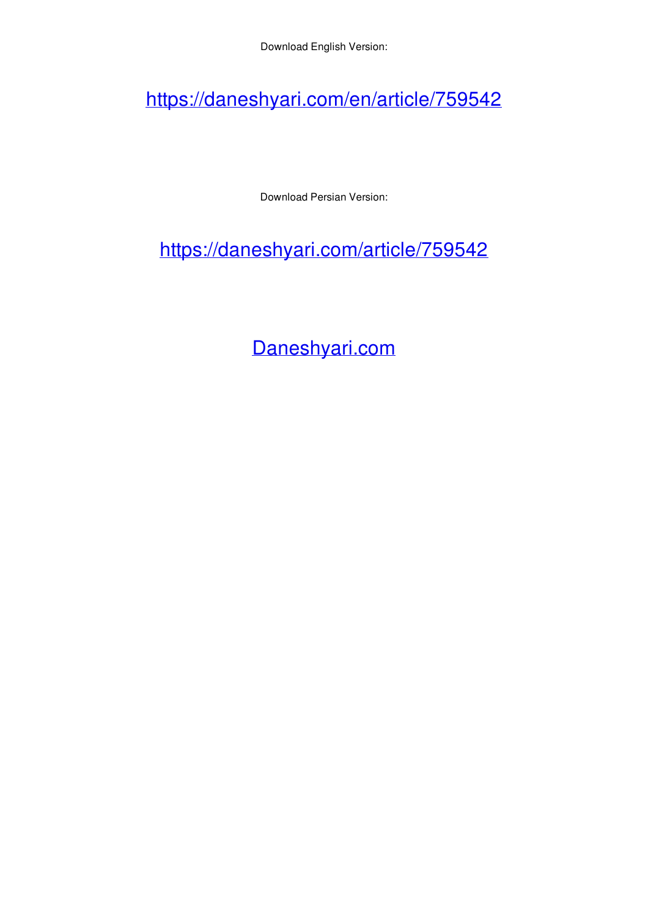Download English Version:

[https://daneshyari.com/en/article/759542](https://daneshyari.com/en/article/759542)

Download Persian Version:

[https://daneshyari.com/article/759542](https://daneshyari.com/article/759542)

[Daneshyari.com](https://daneshyari.com)